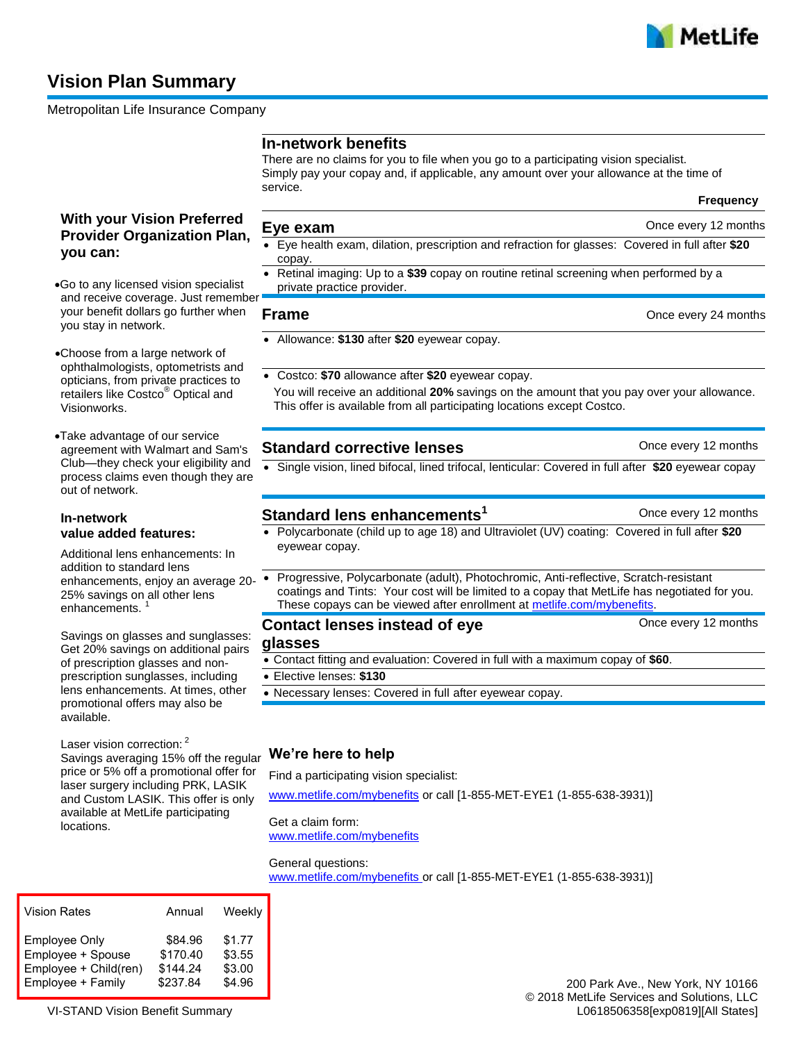# Vision Plan Summary

Metropolitan Life Insurance Company

### With your Vision Preferred Provider Organization Plan, you can:

- Go to any licensed vision specialist and receive coverage. Just remember your benefit dollars go further when you stay in network.
- Choose from a large network of ophthalmologists, optometrists and opticians, from private practices to retailers like Costco® Optical and Visionworks.
- Take advantage of our service agreement with Walmart and Sam's Club—they check your eligibility and process claims even though they are out of network.

### In-network value added features:

Additional lens enhancements: In addition to standard lens enhancements, enjoy an average 20-25% savings on all other lens enhancements. [1]

Savings on glasses and sunglasses: Get 20% savings on additional pairs of prescription glasses and non-prescription sunglasses, including lens enhancements. At times, other promotional offers may also be available.

Laser vision correction: [2]
Savings averaging 15% off the regular price or 5% off a promotional offer for laser surgery including PRK, LASIK and Custom LASIK. This offer is only available at MetLife participating locations.

| Vision Rates | Annual | Weekly |
|---|---|---|
| Employee Only | $84.96 | $1.77 |
| Employee + Spouse | $170.40 | $3.55 |
| Employee + Child(ren) | $144.24 | $3.00 |
| Employee + Family | $237.84 | $4.96 |

## In-network benefits

There are no claims for you to file when you go to a participating vision specialist. Simply pay your copay and, if applicable, any amount over your allowance at the time of service.

**Frequency**

### Eye exam — Once every 12 months

- Eye health exam, dilation, prescription and refraction for glasses: Covered in full after **$20** copay.
- Retinal imaging: Up to a **$39** copay on routine retinal screening when performed by a private practice provider.

### Frame — Once every 24 months

- Allowance: **$130** after **$20** eyewear copay.
- Costco: **$70** allowance after **$20** eyewear copay.

  You will receive an additional **20%** savings on the amount that you pay over your allowance. This offer is available from all participating locations except Costco.

### Standard corrective lenses — Once every 12 months

- Single vision, lined bifocal, lined trifocal, lenticular: Covered in full after **$20** eyewear copay

### Standard lens enhancements[1] — Once every 12 months

- Polycarbonate (child up to age 18) and Ultraviolet (UV) coating: Covered in full after **$20** eyewear copay.
- Progressive, Polycarbonate (adult), Photochromic, Anti-reflective, Scratch-resistant coatings and Tints: Your cost will be limited to a copay that MetLife has negotiated for you. These copays can be viewed after enrollment at metlife.com/mybenefits.

### Contact lenses instead of eye glasses — Once every 12 months

- Contact fitting and evaluation: Covered in full with a maximum copay of **$60**.
- Elective lenses: **$130**
- Necessary lenses: Covered in full after eyewear copay.

### We're here to help

Find a participating vision specialist:
www.metlife.com/mybenefits or call [1-855-MET-EYE1 (1-855-638-3931)]

Get a claim form:
www.metlife.com/mybenefits

General questions:
www.metlife.com/mybenefits or call [1-855-MET-EYE1 (1-855-638-3931)]

VI-STAND Vision Benefit Summary

200 Park Ave., New York, NY 10166
© 2018 MetLife Services and Solutions, LLC
L0618506358[exp0819][All States]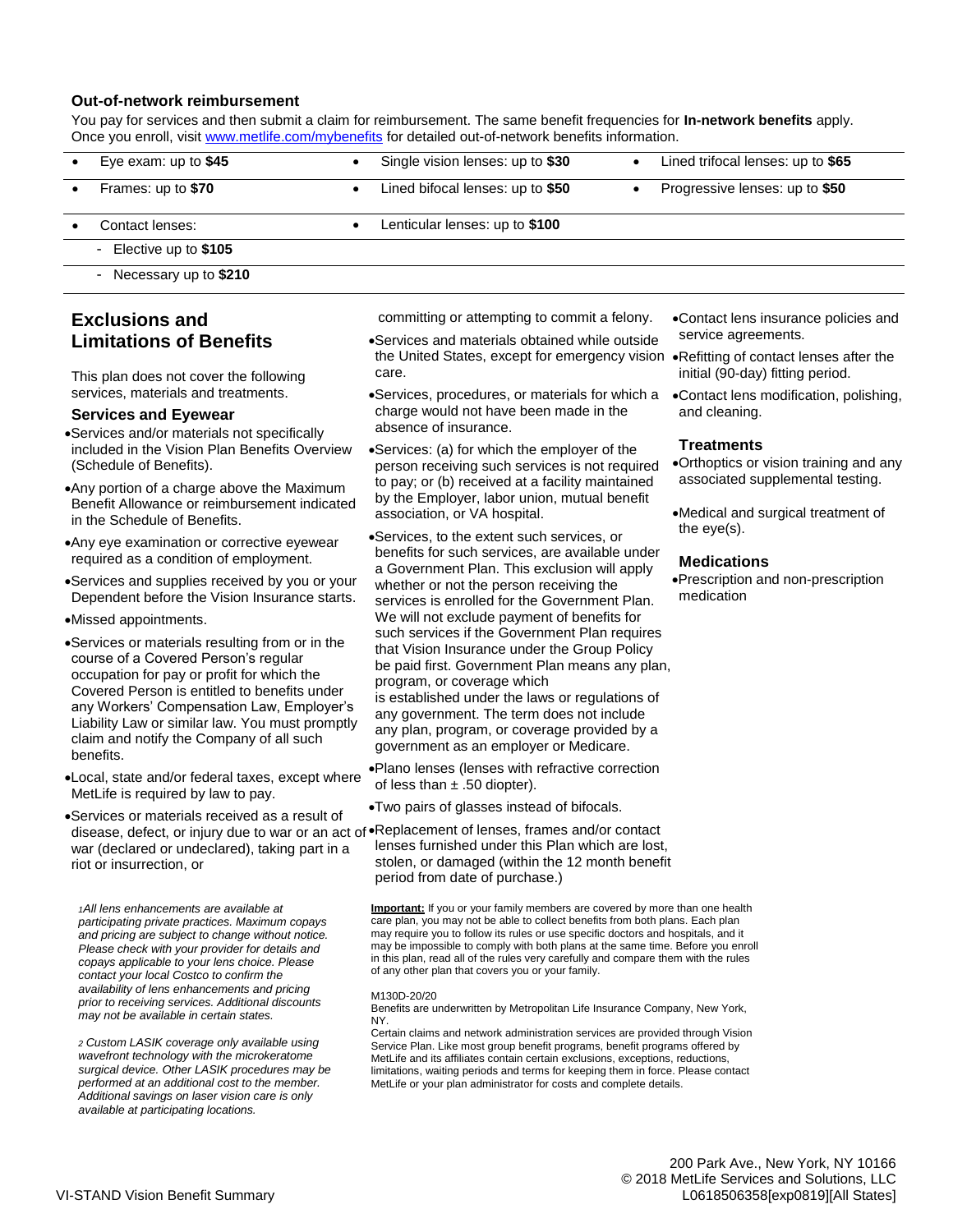**Out-of-network reimbursement**

You pay for services and then submit a claim for reimbursement. The same benefit frequencies for **In-network benefits** apply. Once you enroll, visit www.metlife.com/mybenefits for detailed out-of-network benefits information.

| | | |
|---|---|---|
| • Eye exam: up to **$45** | • Single vision lenses: up to **$30** | • Lined trifocal lenses: up to **$65** |
| • Frames: up to **$70** | • Lined bifocal lenses: up to **$50** | • Progressive lenses: up to **$50** |
| • Contact lenses: | • Lenticular lenses: up to **$100** | |
| - Elective up to **$105** | | |
| - Necessary up to **$210** | | |

## Exclusions and Limitations of Benefits

This plan does not cover the following services, materials and treatments.

### Services and Eyewear

- Services and/or materials not specifically included in the Vision Plan Benefits Overview (Schedule of Benefits).
- Any portion of a charge above the Maximum Benefit Allowance or reimbursement indicated in the Schedule of Benefits.
- Any eye examination or corrective eyewear required as a condition of employment.
- Services and supplies received by you or your Dependent before the Vision Insurance starts.
- Missed appointments.
- Services or materials resulting from or in the course of a Covered Person's regular occupation for pay or profit for which the Covered Person is entitled to benefits under any Workers' Compensation Law, Employer's Liability Law or similar law. You must promptly claim and notify the Company of all such benefits.
- Local, state and/or federal taxes, except where MetLife is required by law to pay.
- Services or materials received as a result of disease, defect, or injury due to war or an act of war (declared or undeclared), taking part in a riot or insurrection, or committing or attempting to commit a felony.
- Services and materials obtained while outside the United States, except for emergency vision care.
- Services, procedures, or materials for which a charge would not have been made in the absence of insurance.
- Services: (a) for which the employer of the person receiving such services is not required to pay; or (b) received at a facility maintained by the Employer, labor union, mutual benefit association, or VA hospital.
- Services, to the extent such services, or benefits for such services, are available under a Government Plan. This exclusion will apply whether or not the person receiving the services is enrolled for the Government Plan. We will not exclude payment of benefits for such services if the Government Plan requires that Vision Insurance under the Group Policy be paid first. Government Plan means any plan, program, or coverage which is established under the laws or regulations of any government. The term does not include any plan, program, or coverage provided by a government as an employer or Medicare.
- Plano lenses (lenses with refractive correction of less than ± .50 diopter).
- Two pairs of glasses instead of bifocals.
- Replacement of lenses, frames and/or contact lenses furnished under this Plan which are lost, stolen, or damaged (within the 12 month benefit period from date of purchase.)
- Contact lens insurance policies and service agreements.
- Refitting of contact lenses after the initial (90-day) fitting period.
- Contact lens modification, polishing, and cleaning.

### Treatments

- Orthoptics or vision training and any associated supplemental testing.
- Medical and surgical treatment of the eye(s).

### Medications

- Prescription and non-prescription medication

*1 All lens enhancements are available at participating private practices. Maximum copays and pricing are subject to change without notice. Please check with your provider for details and copays applicable to your lens choice. Please contact your local Costco to confirm the availability of lens enhancements and pricing prior to receiving services. Additional discounts may not be available in certain states.*

*2 Custom LASIK coverage only available using wavefront technology with the microkeratome surgical device. Other LASIK procedures may be performed at an additional cost to the member. Additional savings on laser vision care is only available at participating locations.*

**Important:** If you or your family members are covered by more than one health care plan, you may not be able to collect benefits from both plans. Each plan may require you to follow its rules or use specific doctors and hospitals, and it may be impossible to comply with both plans at the same time. Before you enroll in this plan, read all of the rules very carefully and compare them with the rules of any other plan that covers you or your family.

M130D-20/20

Benefits are underwritten by Metropolitan Life Insurance Company, New York, NY.

Certain claims and network administration services are provided through Vision Service Plan. Like most group benefit programs, benefit programs offered by MetLife and its affiliates contain certain exclusions, exceptions, reductions, limitations, waiting periods and terms for keeping them in force. Please contact MetLife or your plan administrator for costs and complete details.

200 Park Ave., New York, NY 10166
© 2018 MetLife Services and Solutions, LLC
L0618506358[exp0819][All States]

VI-STAND Vision Benefit Summary